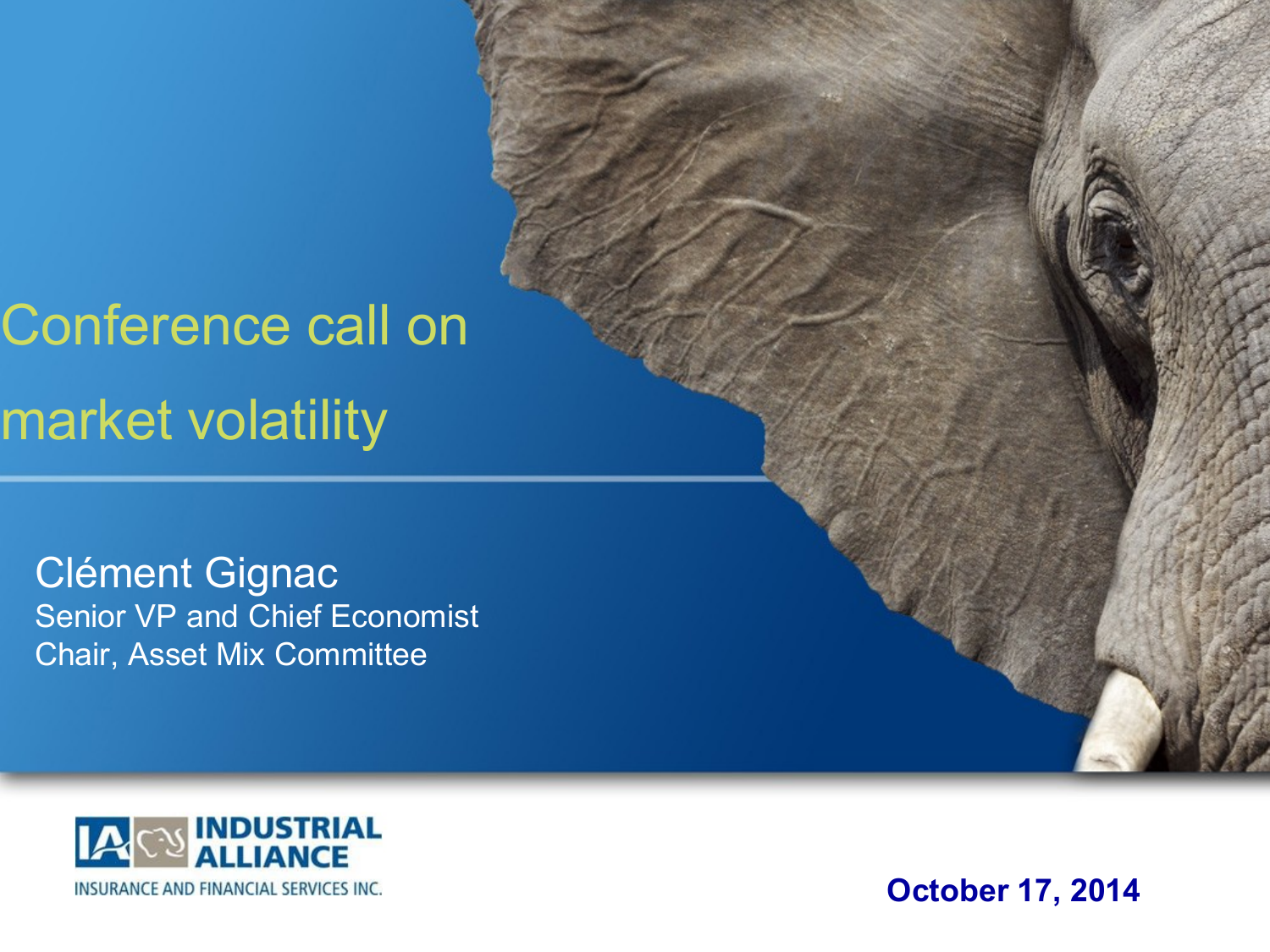# Conference call on market volatility

Clément Gignac
Senior VP and Chief Economist
Chair, Asset Mix Committee

INDUSTRIAL ALLIANCE
INSURANCE AND FINANCIAL SERVICES INC.

October 17, 2014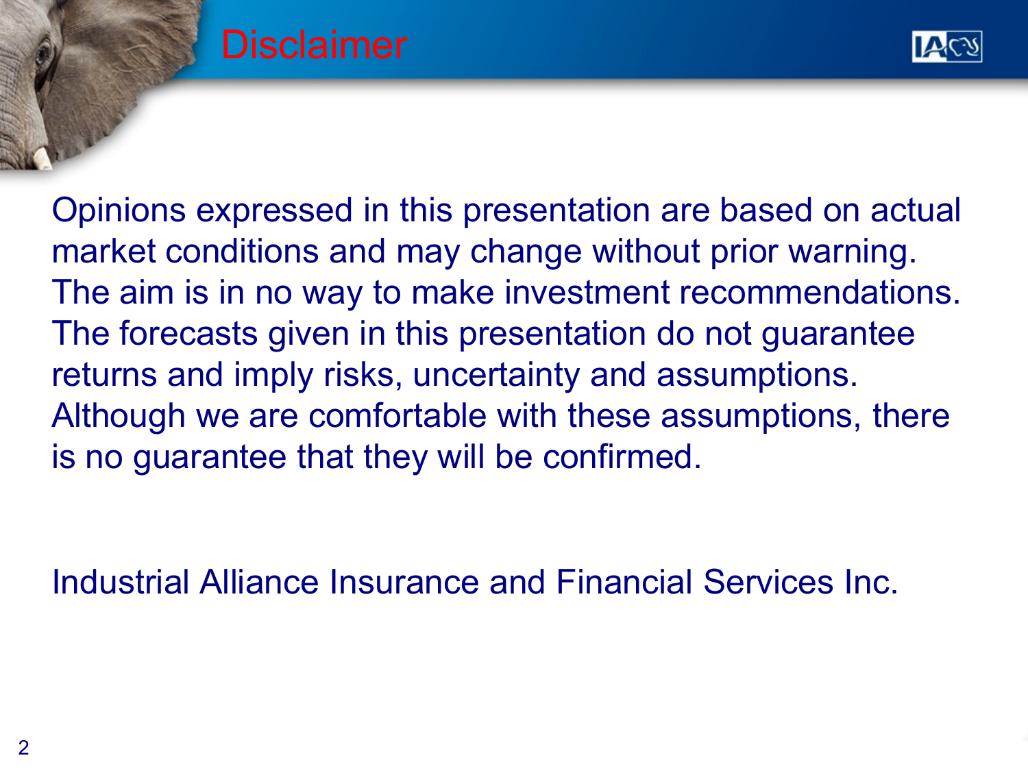# Disclaimer

Opinions expressed in this presentation are based on actual market conditions and may change without prior warning. The aim is in no way to make investment recommendations. The forecasts given in this presentation do not guarantee returns and imply risks, uncertainty and assumptions. Although we are comfortable with these assumptions, there is no guarantee that they will be confirmed.

Industrial Alliance Insurance and Financial Services Inc.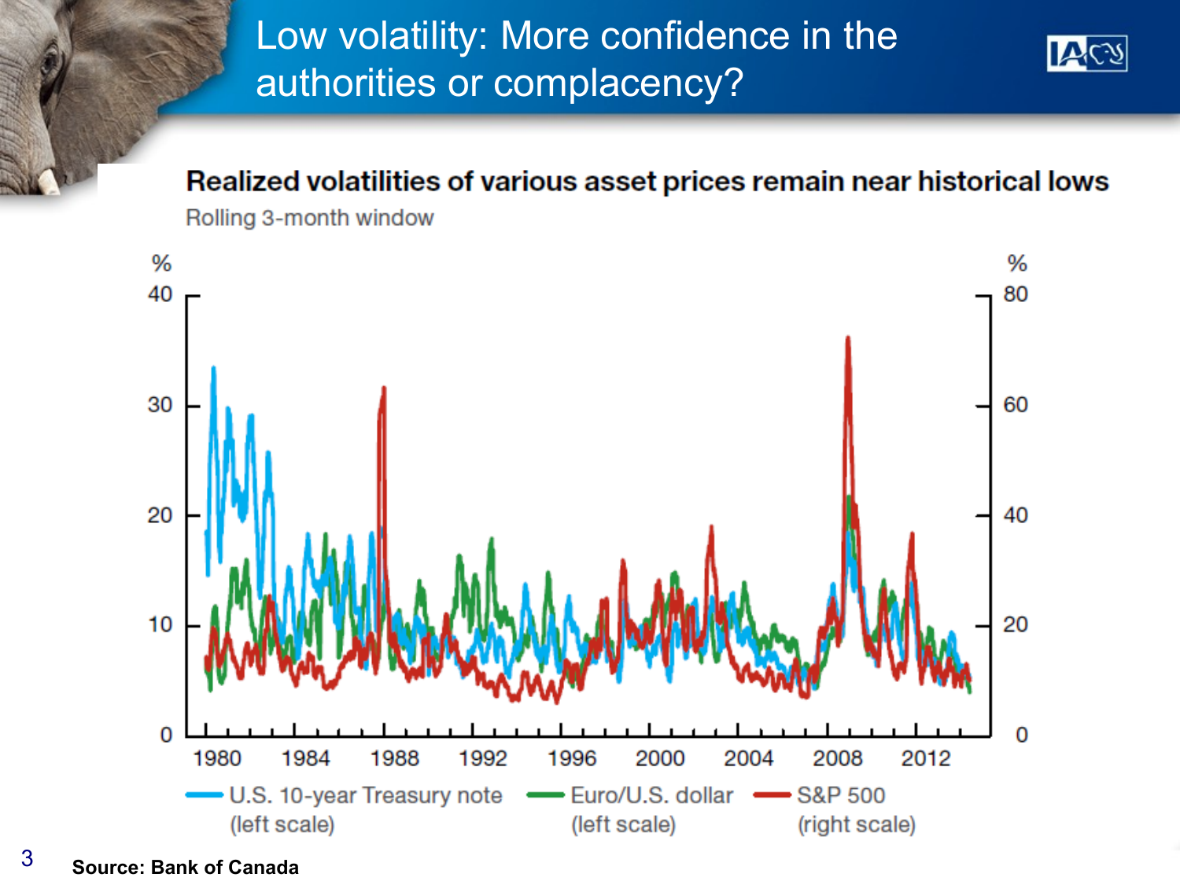# Low volatility: More confidence in the authorities or complacency?

**Realized volatilities of various asset prices remain near historical lows**

Rolling 3-month window

%
40
30
20
10
0

%
80
60
40
20
0

1980 1984 1988 1992 1996 2000 2004 2008 2012

U.S. 10-year Treasury note (left scale)

Euro/U.S. dollar (left scale)

S&P 500 (right scale)

**Source: Bank of Canada**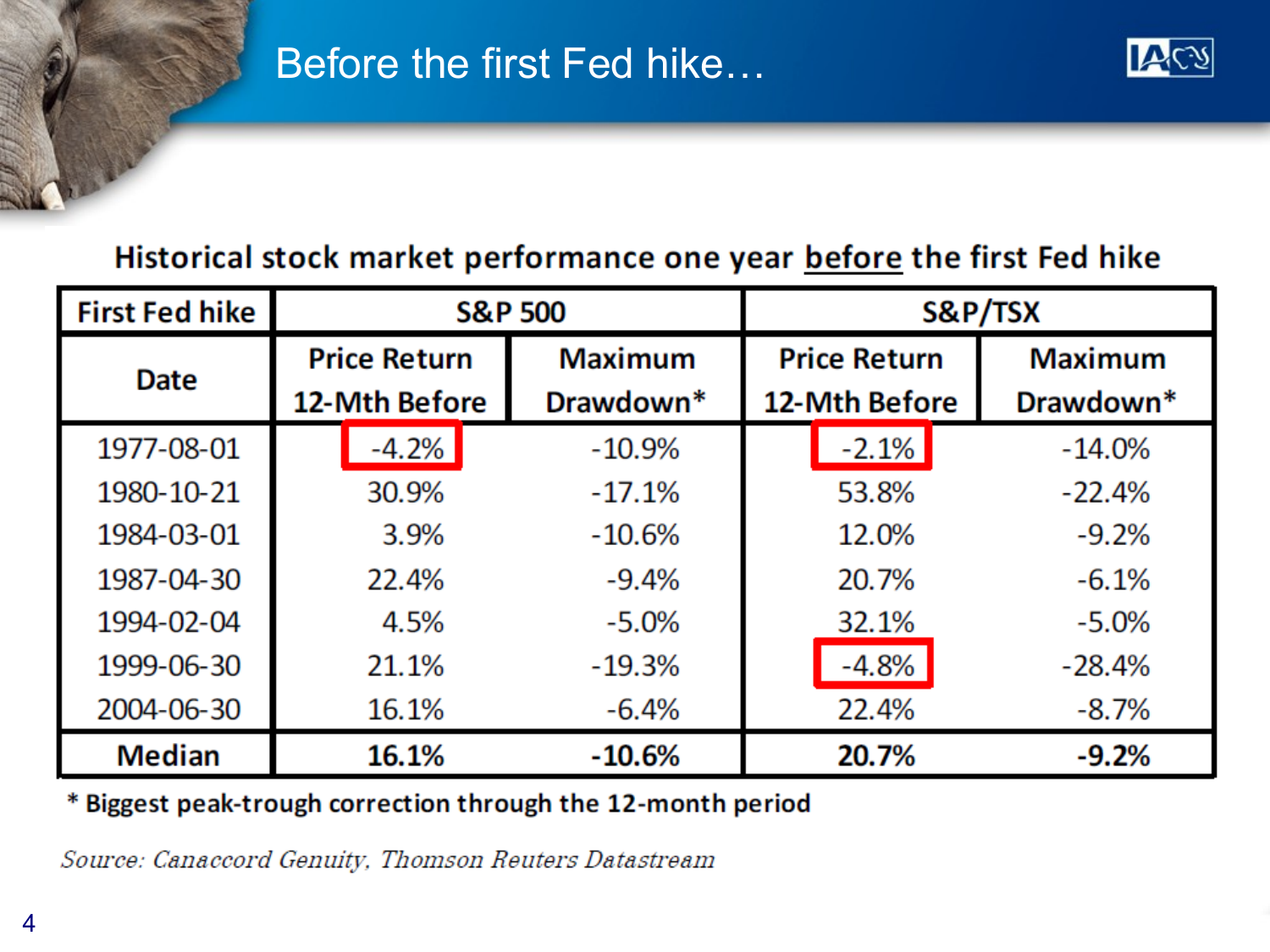# Before the first Fed hike…

**Historical stock market performance one year before the first Fed hike**

| First Fed hike | S&P 500 | | S&P/TSX | |
|---|---|---|---|---|
| Date | Price Return 12-Mth Before | Maximum Drawdown* | Price Return 12-Mth Before | Maximum Drawdown* |
| 1977-08-01 | -4.2% | -10.9% | -2.1% | -14.0% |
| 1980-10-21 | 30.9% | -17.1% | 53.8% | -22.4% |
| 1984-03-01 | 3.9% | -10.6% | 12.0% | -9.2% |
| 1987-04-30 | 22.4% | -9.4% | 20.7% | -6.1% |
| 1994-02-04 | 4.5% | -5.0% | 32.1% | -5.0% |
| 1999-06-30 | 21.1% | -19.3% | -4.8% | -28.4% |
| 2004-06-30 | 16.1% | -6.4% | 22.4% | -8.7% |
| **Median** | **16.1%** | **-10.6%** | **20.7%** | **-9.2%** |

**\* Biggest peak-trough correction through the 12-month period**

*Source: Canaccord Genuity, Thomson Reuters Datastream*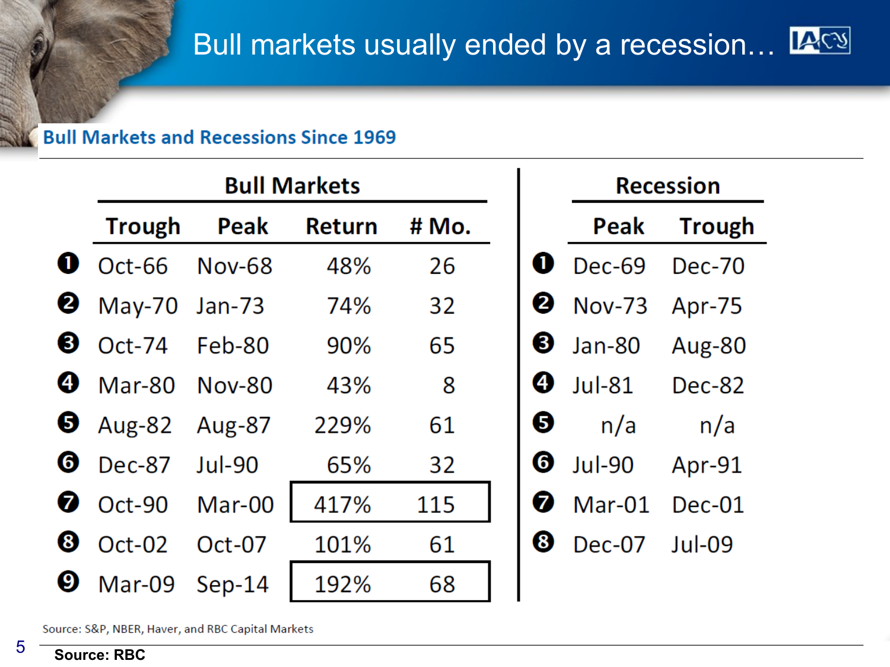# Bull markets usually ended by a recession…

## Bull Markets and Recessions Since 1969

| | Bull Markets | | | | Recession | |
|---|---|---|---|---|---|---|
| | Trough | Peak | Return | # Mo. | Peak | Trough |
| ❶ | Oct-66 | Nov-68 | 48% | 26 | Dec-69 | Dec-70 |
| ❷ | May-70 | Jan-73 | 74% | 32 | Nov-73 | Apr-75 |
| ❸ | Oct-74 | Feb-80 | 90% | 65 | Jan-80 | Aug-80 |
| ❹ | Mar-80 | Nov-80 | 43% | 8 | Jul-81 | Dec-82 |
| ❺ | Aug-82 | Aug-87 | 229% | 61 | n/a | n/a |
| ❻ | Dec-87 | Jul-90 | 65% | 32 | Jul-90 | Apr-91 |
| ❼ | Oct-90 | Mar-00 | 417% | 115 | Mar-01 | Dec-01 |
| ❽ | Oct-02 | Oct-07 | 101% | 61 | Dec-07 | Jul-09 |
| ❾ | Mar-09 | Sep-14 | 192% | 68 | | |

Source: S&P, NBER, Haver, and RBC Capital Markets

**Source: RBC**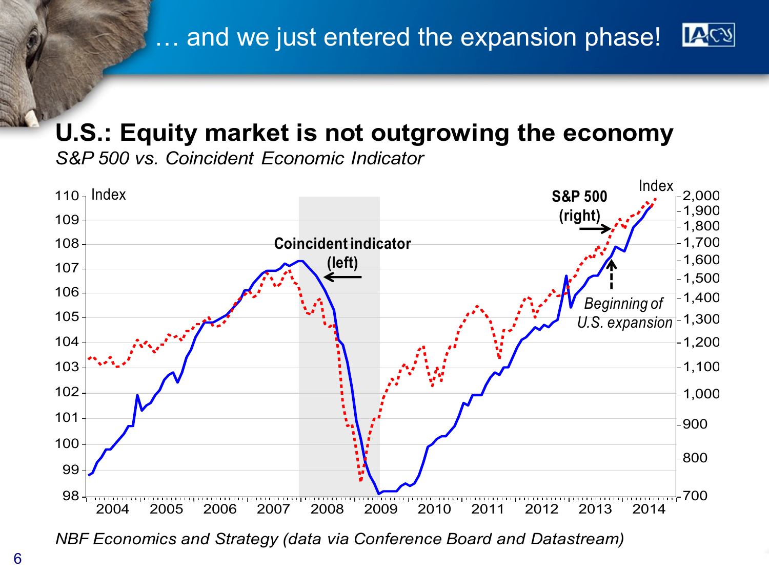# … and we just entered the expansion phase!

## U.S.: Equity market is not outgrowing the economy

*S&P 500 vs. Coincident Economic Indicator*

Index

110
109
108
107
106
105
104
103
102
101
100
99
98

Index

2,000
1,900
1,800
1,700
1,600
1,500
1,400
1,300
1,200
1,100
1,000
900
800
700

2004 2005 2006 2007 2008 2009 2010 2011 2012 2013 2014

**Coincident indicator (left)**

**S&P 500 (right)**

*Beginning of U.S. expansion*

*NBF Economics and Strategy (data via Conference Board and Datastream)*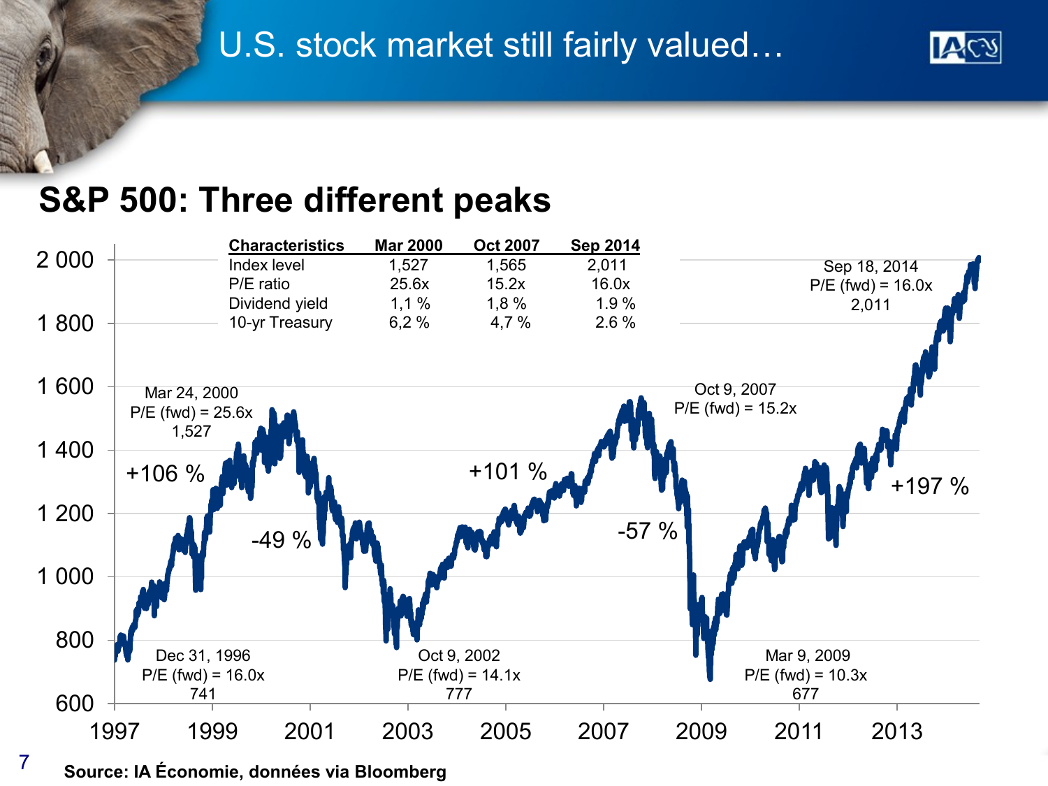# U.S. stock market still fairly valued…

## S&P 500: Three different peaks

| Characteristics | Mar 2000 | Oct 2007 | Sep 2014 |
|---|---|---|---|
| Index level | 1,527 | 1,565 | 2,011 |
| P/E ratio | 25.6x | 15.2x | 16.0x |
| Dividend yield | 1,1 % | 1,8 % | 1.9 % |
| 10-yr Treasury | 6,2 % | 4,7 % | 2.6 % |

Mar 24, 2000
P/E (fwd) = 25.6x
1,527

Oct 9, 2007
P/E (fwd) = 15.2x

Sep 18, 2014
P/E (fwd) = 16.0x
2,011

Dec 31, 1996
P/E (fwd) = 16.0x
741

Oct 9, 2002
P/E (fwd) = 14.1x
777

Mar 9, 2009
P/E (fwd) = 10.3x
677

+106 %

-49 %

+101 %

-57 %

+197 %

2 000
1 800
1 600
1 400
1 200
1 000
800
600

1997 1999 2001 2003 2005 2007 2009 2011 2013

**Source: IA Économie, données via Bloomberg**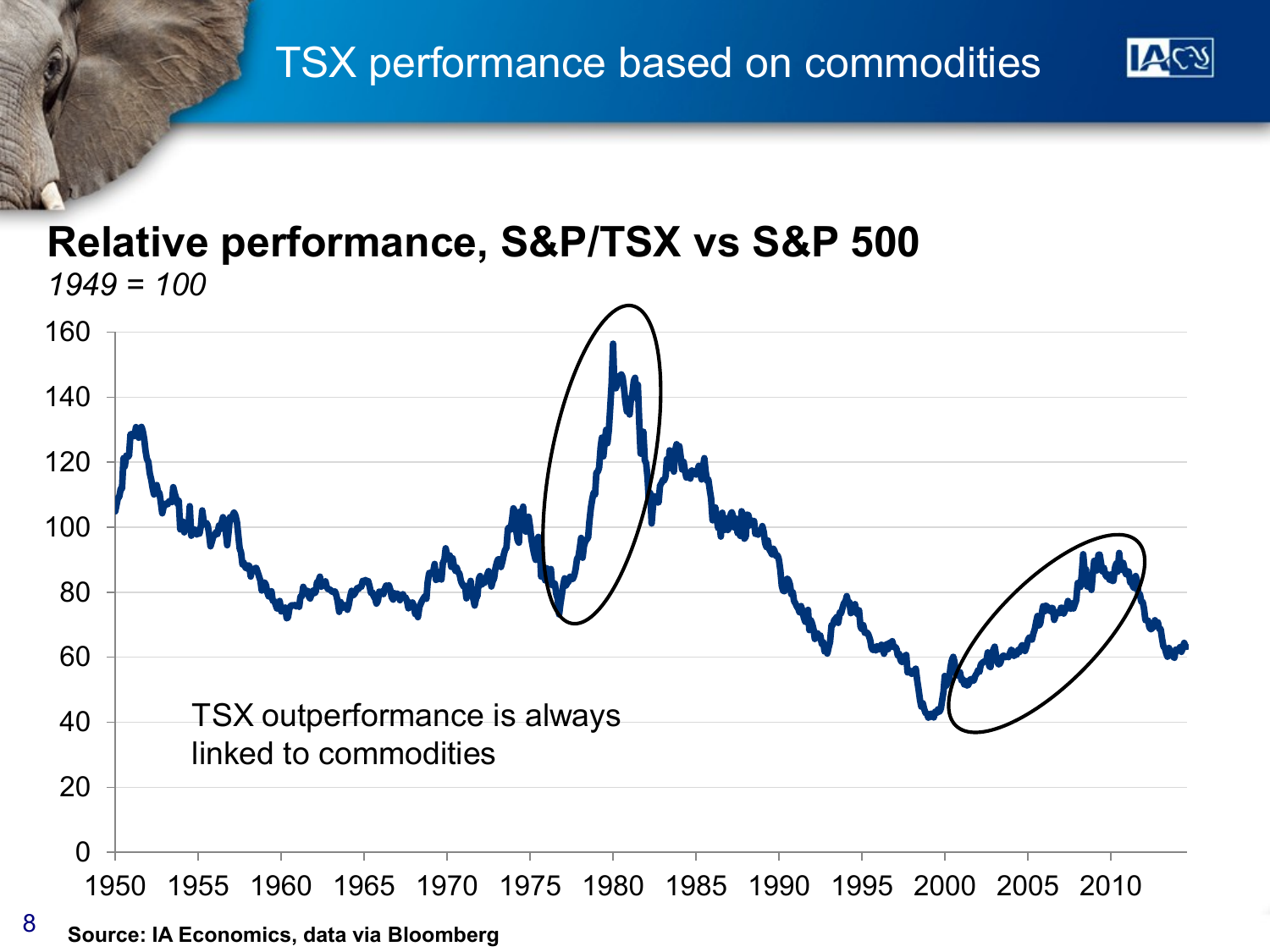# TSX performance based on commodities

## Relative performance, S&P/TSX vs S&P 500

*1949 = 100*

160
140
120
100
80
60
40
20
0

1950 1955 1960 1965 1970 1975 1980 1985 1990 1995 2000 2005 2010

TSX outperformance is always linked to commodities

**Source: IA Economics, data via Bloomberg**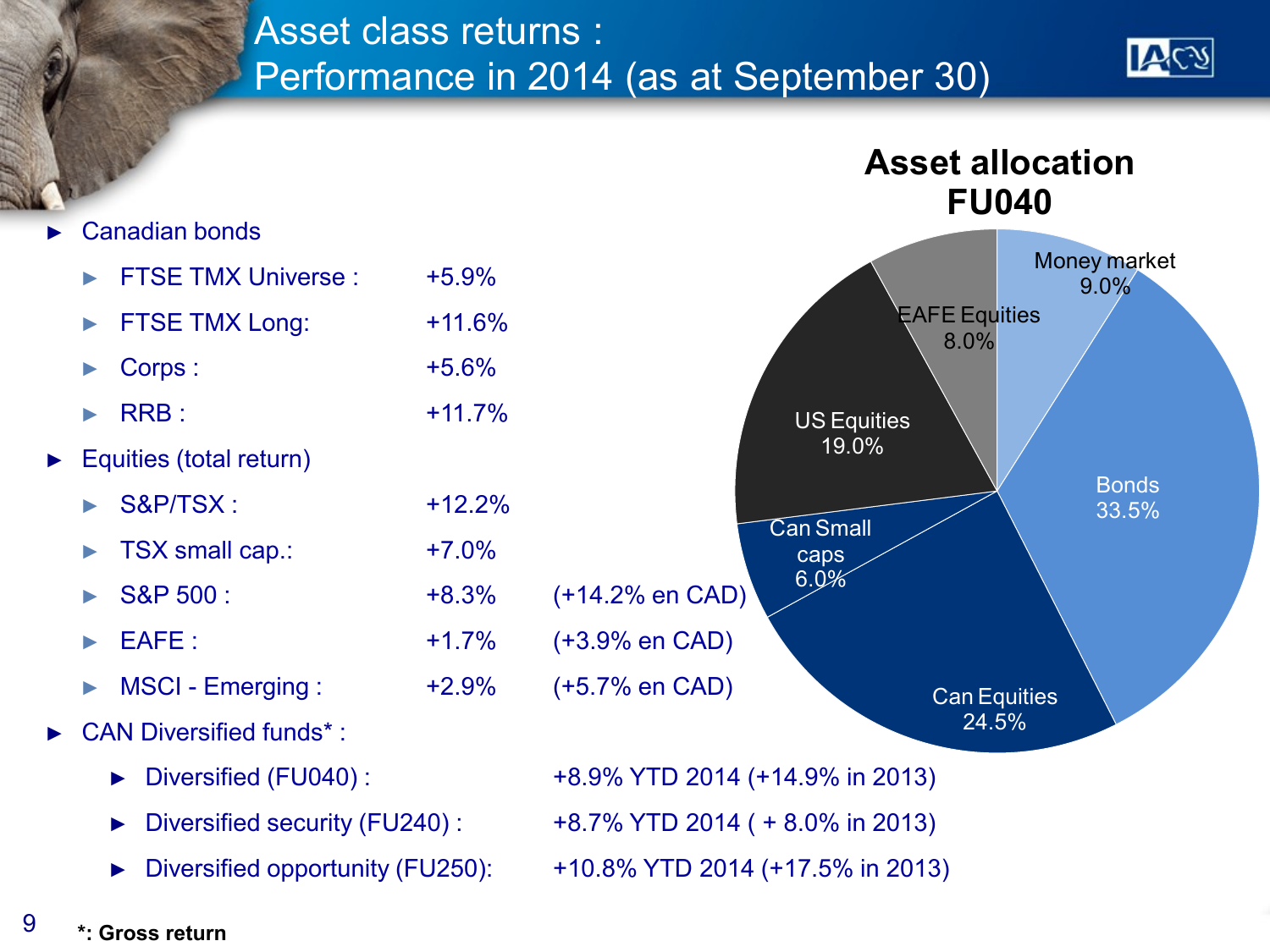# Asset class returns : Performance in 2014 (as at September 30)

- Canadian bonds
  - FTSE TMX Universe : +5.9%
  - FTSE TMX Long: +11.6%
  - Corps : +5.6%
  - RRB : +11.7%
- Equities (total return)
  - S&P/TSX : +12.2%
  - TSX small cap.: +7.0%
  - S&P 500 : +8.3% (+14.2% en CAD)
  - EAFE : +1.7% (+3.9% en CAD)
  - MSCI - Emerging : +2.9% (+5.7% en CAD)
- CAN Diversified funds* :
  - Diversified (FU040) : +8.9% YTD 2014 (+14.9% in 2013)
  - Diversified security (FU240) : +8.7% YTD 2014 ( + 8.0% in 2013)
  - Diversified opportunity (FU250): +10.8% YTD 2014 (+17.5% in 2013)

**Asset allocation FU040**

Money market 9.0%
Bonds 33.5%
Can Equities 24.5%
Can Small caps 6.0%
US Equities 19.0%
EAFE Equities 8.0%

**\*: Gross return**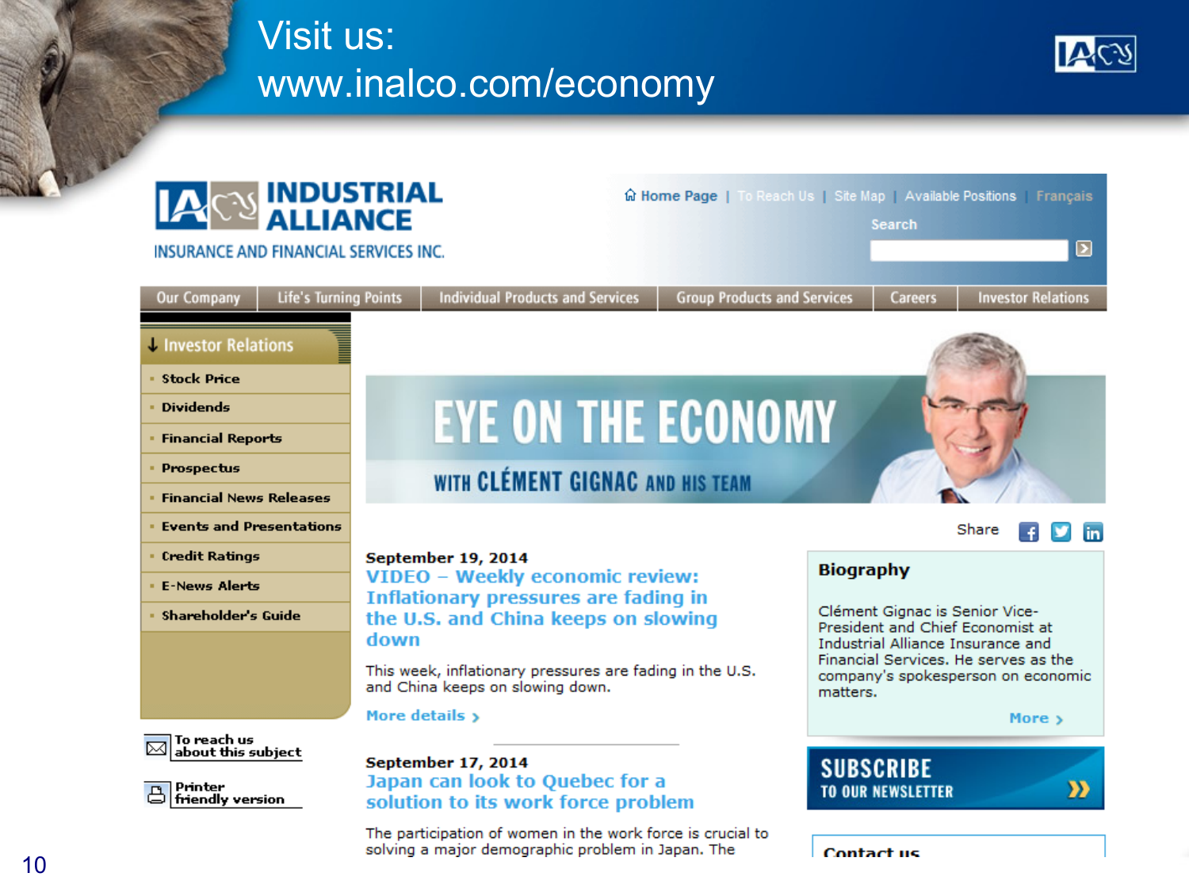# Visit us:
# www.inalco.com/economy

**INDUSTRIAL ALLIANCE**
INSURANCE AND FINANCIAL SERVICES INC.

Home Page | To Reach Us | Site Map | Available Positions | Français

Search

Our Company | Life's Turning Points | Individual Products and Services | Group Products and Services | Careers | Investor Relations

**Investor Relations**

- Stock Price
- Dividends
- Financial Reports
- Prospectus
- Financial News Releases
- Events and Presentations
- Credit Ratings
- E-News Alerts
- Shareholder's Guide

To reach us about this subject

Printer friendly version

## EYE ON THE ECONOMY

WITH CLÉMENT GIGNAC AND HIS TEAM

Share

**September 19, 2014**

### VIDEO – Weekly economic review: Inflationary pressures are fading in the U.S. and China keeps on slowing down

This week, inflationary pressures are fading in the U.S. and China keeps on slowing down.

More details ›

**September 17, 2014**

### Japan can look to Quebec for a solution to its work force problem

The participation of women in the work force is crucial to solving a major demographic problem in Japan. The

**Biography**

Clément Gignac is Senior Vice-President and Chief Economist at Industrial Alliance Insurance and Financial Services. He serves as the company's spokesperson on economic matters.

More ›

**SUBSCRIBE**
TO OUR NEWSLETTER

**Contact us**